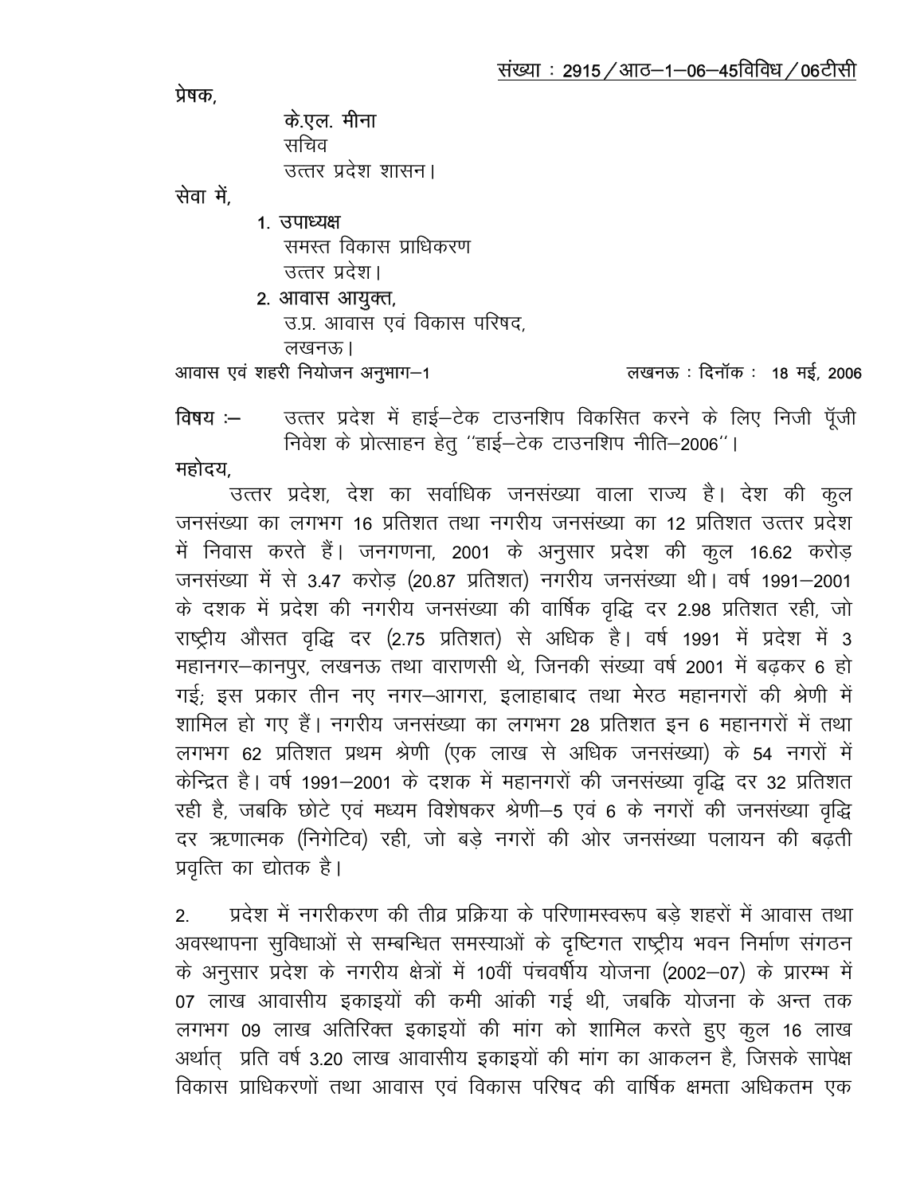संख्या : 2915 / आठ–1–06–45विविध / 06टीसी

प्रेषक,

के.एल. मीना
सचिव
उत्तर प्रदेश शासन।

सेवा में,

1. उपाध्यक्ष
समस्त विकास प्राधिकरण
उत्तर प्रदेश।

2. आवास आयुक्त,
उ.प्र. आवास एवं विकास परिषद,
लखनऊ।

आवास एवं शहरी नियोजन अनुभाग–1                                        लखनऊ : दिनॉक : 18 मई, 2006

**विषय :–** उत्तर प्रदेश में हाई–टेक टाउनशिप विकसित करने के लिए निजी पूँजी निवेश के प्रोत्साहन हेतु ''हाई–टेक टाउनशिप नीति–2006''।

महोदय,

उत्तर प्रदेश, देश का सर्वाधिक जनसंख्या वाला राज्य है। देश की कुल जनसंख्या का लगभग 16 प्रतिशत तथा नगरीय जनसंख्या का 12 प्रतिशत उत्तर प्रदेश में निवास करते हैं। जनगणना, 2001 के अनुसार प्रदेश की कुल 16.62 करोड़ जनसंख्या में से 3.47 करोड़ (20.87 प्रतिशत) नगरीय जनसंख्या थी। वर्ष 1991–2001 के दशक में प्रदेश की नगरीय जनसंख्या की वार्षिक वृद्धि दर 2.98 प्रतिशत रही, जो राष्ट्रीय औसत वृद्धि दर (2.75 प्रतिशत) से अधिक है। वर्ष 1991 में प्रदेश में 3 महानगर–कानपुर, लखनऊ तथा वाराणसी थे, जिनकी संख्या वर्ष 2001 में बढ़कर 6 हो गई; इस प्रकार तीन नए नगर–आगरा, इलाहाबाद तथा मेरठ महानगरों की श्रेणी में शामिल हो गए हैं। नगरीय जनसंख्या का लगभग 28 प्रतिशत इन 6 महानगरों में तथा लगभग 62 प्रतिशत प्रथम श्रेणी (एक लाख से अधिक जनसंख्या) के 54 नगरों में केन्द्रित है। वर्ष 1991–2001 के दशक में महानगरों की जनसंख्या वृद्धि दर 32 प्रतिशत रही है, जबकि छोटे एवं मध्यम विशेषकर श्रेणी–5 एवं 6 के नगरों की जनसंख्या वृद्धि दर ऋणात्मक (निगेटिव) रही, जो बड़े नगरों की ओर जनसंख्या पलायन की बढ़ती प्रवृत्ति का द्योतक है।

2. प्रदेश में नगरीकरण की तीव्र प्रक्रिया के परिणामस्वरूप बड़े शहरों में आवास तथा अवस्थापना सुविधाओं से सम्बन्धित समस्याओं के दृष्टिगत राष्ट्रीय भवन निर्माण संगठन के अनुसार प्रदेश के नगरीय क्षेत्रों में 10वीं पंचवर्षीय योजना (2002–07) के प्रारम्भ में 07 लाख आवासीय इकाइयों की कमी आंकी गई थी, जबकि योजना के अन्त तक लगभग 09 लाख अतिरिक्त इकाइयों की मांग को शामिल करते हुए कुल 16 लाख अर्थात् प्रति वर्ष 3.20 लाख आवासीय इकाइयों की मांग का आकलन है, जिसके सापेक्ष विकास प्राधिकरणों तथा आवास एवं विकास परिषद की वार्षिक क्षमता अधिकतम एक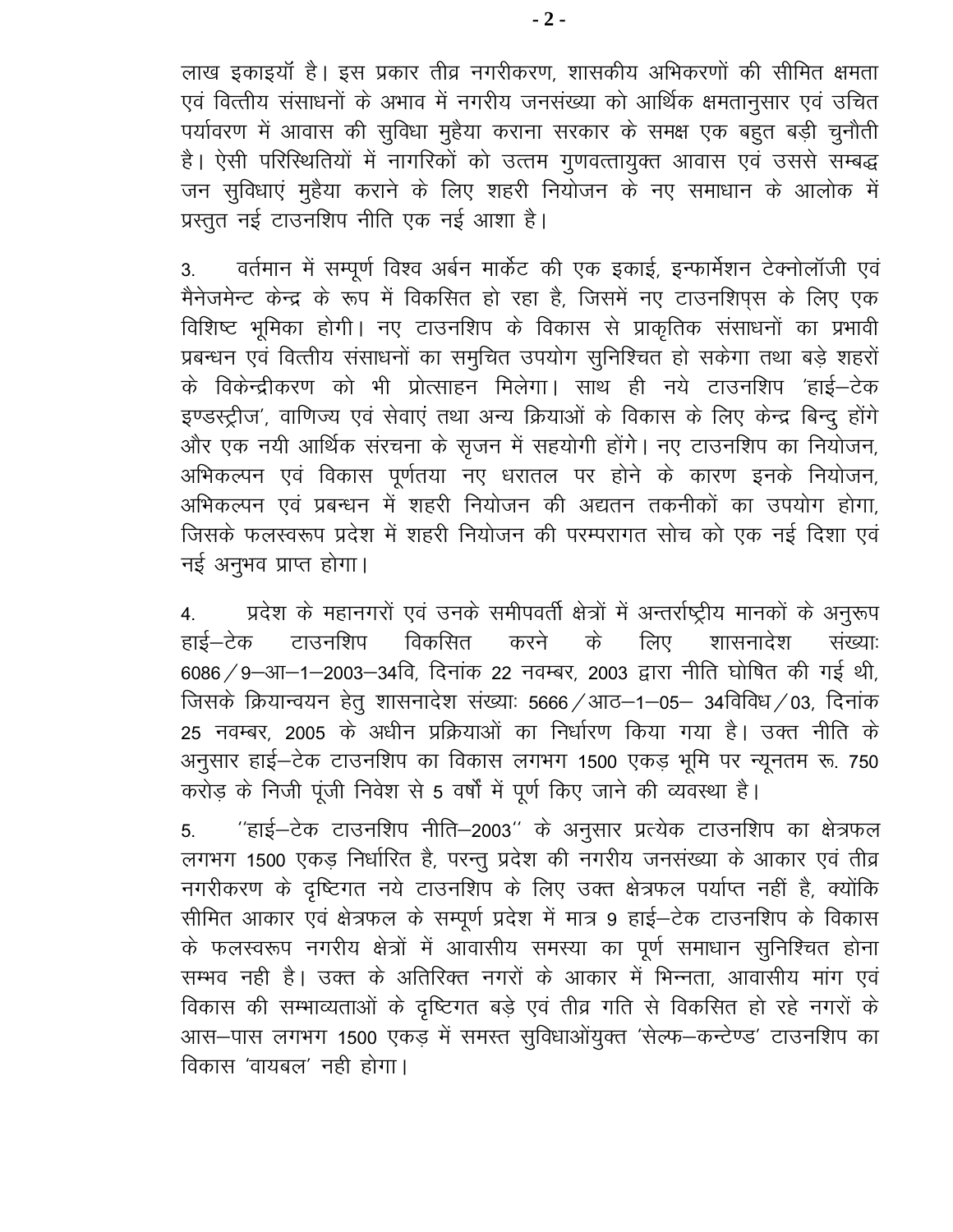लाख इकाइयाँ है। इस प्रकार तीव्र नगरीकरण, शासकीय अभिकरणों की सीमित क्षमता एवं वित्तीय संसाधनों के अभाव में नगरीय जनसंख्या को आर्थिक क्षमतानुसार एवं उचित पर्यावरण में आवास की सुविधा मुहैया कराना सरकार के समक्ष एक बहुत बड़ी चुनौती है। ऐसी परिस्थितियों में नागरिकों को उत्तम गुणवत्तायुक्त आवास एवं उससे सम्बद्ध जन सुविधाएं मुहैया कराने के लिए शहरी नियोजन के नए समाधान के आलोक में प्रस्तुत नई टाउनशिप नीति एक नई आशा है।

3. वर्तमान में सम्पूर्ण विश्व अर्बन मार्केट की एक इकाई, इन्फार्मेशन टेक्नोलॉजी एवं मैनेजमेन्ट केन्द्र के रूप में विकसित हो रहा है, जिसमें नए टाउनशिप्स के लिए एक विशिष्ट भूमिका होगी। नए टाउनशिप के विकास से प्राकृतिक संसाधनों का प्रभावी प्रबन्धन एवं वित्तीय संसाधनों का समुचित उपयोग सुनिश्चित हो सकेगा तथा बड़े शहरों के विकेन्द्रीकरण को भी प्रोत्साहन मिलेगा। साथ ही नये टाउनशिप 'हाई–टेक इण्डस्ट्रीज', वाणिज्य एवं सेवाएं तथा अन्य क्रियाओं के विकास के लिए केन्द्र बिन्दु होंगे और एक नयी आर्थिक संरचना के सृजन में सहयोगी होंगे। नए टाउनशिप का नियोजन, अभिकल्पन एवं विकास पूर्णतया नए धरातल पर होने के कारण इनके नियोजन, अभिकल्पन एवं प्रबन्धन में शहरी नियोजन की अद्यतन तकनीकों का उपयोग होगा, जिसके फलस्वरूप प्रदेश में शहरी नियोजन की परम्परागत सोच को एक नई दिशा एवं नई अनुभव प्राप्त होगा।

4. प्रदेश के महानगरों एवं उनके समीपवर्ती क्षेत्रों में अन्तर्राष्ट्रीय मानकों के अनुरूप हाई–टेक टाउनशिप विकसित करने के लिए शासनादेश संख्याः 6086/9–आ–1–2003–34वि, दिनांक 22 नवम्बर, 2003 द्वारा नीति घोषित की गई थी, जिसके क्रियान्वयन हेतु शासनादेश संख्याः 5666/आठ–1–05– 34विविध/03, दिनांक 25 नवम्बर, 2005 के अधीन प्रक्रियाओं का निर्धारण किया गया है। उक्त नीति के अनुसार हाई–टेक टाउनशिप का विकास लगभग 1500 एकड़ भूमि पर न्यूनतम रू. 750 करोड़ के निजी पूंजी निवेश से 5 वर्षों में पूर्ण किए जाने की व्यवस्था है।

5. ''हाई–टेक टाउनशिप नीति–2003'' के अनुसार प्रत्येक टाउनशिप का क्षेत्रफल लगभग 1500 एकड़ निर्धारित है, परन्तु प्रदेश की नगरीय जनसंख्या के आकार एवं तीव्र नगरीकरण के दृष्टिगत नये टाउनशिप के लिए उक्त क्षेत्रफल पर्याप्त नहीं है, क्योंकि सीमित आकार एवं क्षेत्रफल के सम्पूर्ण प्रदेश में मात्र 9 हाई–टेक टाउनशिप के विकास के फलस्वरूप नगरीय क्षेत्रों में आवासीय समस्या का पूर्ण समाधान सुनिश्चित होना सम्भव नही है। उक्त के अतिरिक्त नगरों के आकार में भिन्नता, आवासीय मांग एवं विकास की सम्भाव्यताओं के दृष्टिगत बड़े एवं तीव्र गति से विकसित हो रहे नगरों के आस–पास लगभग 1500 एकड़ में समस्त सुविधाओंयुक्त 'सेल्फ–कन्टेण्ड' टाउनशिप का विकास 'वायबल' नही होगा।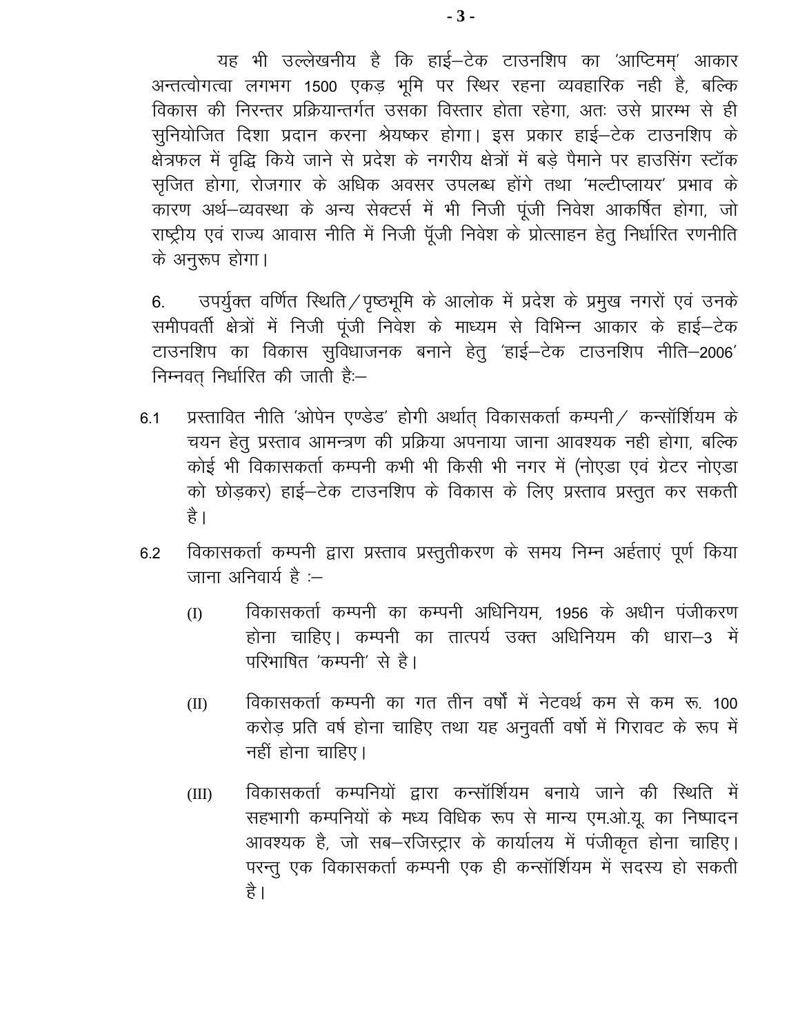यह भी उल्लेखनीय है कि हाई–टेक टाउनशिप का 'आप्टिमम्' आकार अन्तत्वोगत्वा लगभग 1500 एकड़ भूमि पर स्थिर रहना व्यवहारिक नही है, बल्कि विकास की निरन्तर प्रक्रियान्तर्गत उसका विस्तार होता रहेगा, अतः उसे प्रारम्भ से ही सुनियोजित दिशा प्रदान करना श्रेयष्कर होगा। इस प्रकार हाई–टेक टाउनशिप के क्षेत्रफल में वृद्धि किये जाने से प्रदेश के नगरीय क्षेत्रों में बड़े पैमाने पर हाउसिंग स्टॉक सृजित होगा, रोजगार के अधिक अवसर उपलब्ध होंगे तथा 'मल्टीप्लायर' प्रभाव के कारण अर्थ–व्यवस्था के अन्य सेक्टर्स में भी निजी पूंजी निवेश आकर्षित होगा, जो राष्ट्रीय एवं राज्य आवास नीति में निजी पूँजी निवेश के प्रोत्साहन हेतु निर्धारित रणनीति के अनुरूप होगा।

6. उपर्युक्त वर्णित स्थिति/पृष्ठभूमि के आलोक में प्रदेश के प्रमुख नगरों एवं उनके समीपवर्ती क्षेत्रों में निजी पूंजी निवेश के माध्यम से विभिन्न आकार के हाई–टेक टाउनशिप का विकास सुविधाजनक बनाने हेतु 'हाई–टेक टाउनशिप नीति–2006' निम्नवत् निर्धारित की जाती हैः–

6.1 प्रस्तावित नीति 'ओपेन एण्डेड' होगी अर्थात् विकासकर्ता कम्पनी/ कन्सॉर्शियम के चयन हेतु प्रस्ताव आमन्त्रण की प्रक्रिया अपनाया जाना आवश्यक नही होगा, बल्कि कोई भी विकासकर्ता कम्पनी कभी भी किसी भी नगर में (नोएडा एवं ग्रेटर नोएडा को छोड़कर) हाई–टेक टाउनशिप के विकास के लिए प्रस्ताव प्रस्तुत कर सकती है।

6.2 विकासकर्ता कम्पनी द्वारा प्रस्ताव प्रस्तुतीकरण के समय निम्न अर्हताएं पूर्ण किया जाना अनिवार्य है :–

(I) विकासकर्ता कम्पनी का कम्पनी अधिनियम, 1956 के अधीन पंजीकरण होना चाहिए। कम्पनी का तात्पर्य उक्त अधिनियम की धारा–3 में परिभाषित 'कम्पनी' से है।

(II) विकासकर्ता कम्पनी का गत तीन वर्षों में नेटवर्थ कम से कम रू. 100 करोड़ प्रति वर्ष होना चाहिए तथा यह अनुवर्ती वर्षो में गिरावट के रूप में नहीं होना चाहिए।

(III) विकासकर्ता कम्पनियों द्वारा कन्सॉर्शियम बनाये जाने की स्थिति में सहभागी कम्पनियों के मध्य विधिक रूप से मान्य एम.ओ.यू. का निष्पादन आवश्यक है, जो सब–रजिस्ट्रार के कार्यालय में पंजीकृत होना चाहिए। परन्तु एक विकासकर्ता कम्पनी एक ही कन्सॉर्शियम में सदस्य हो सकती है।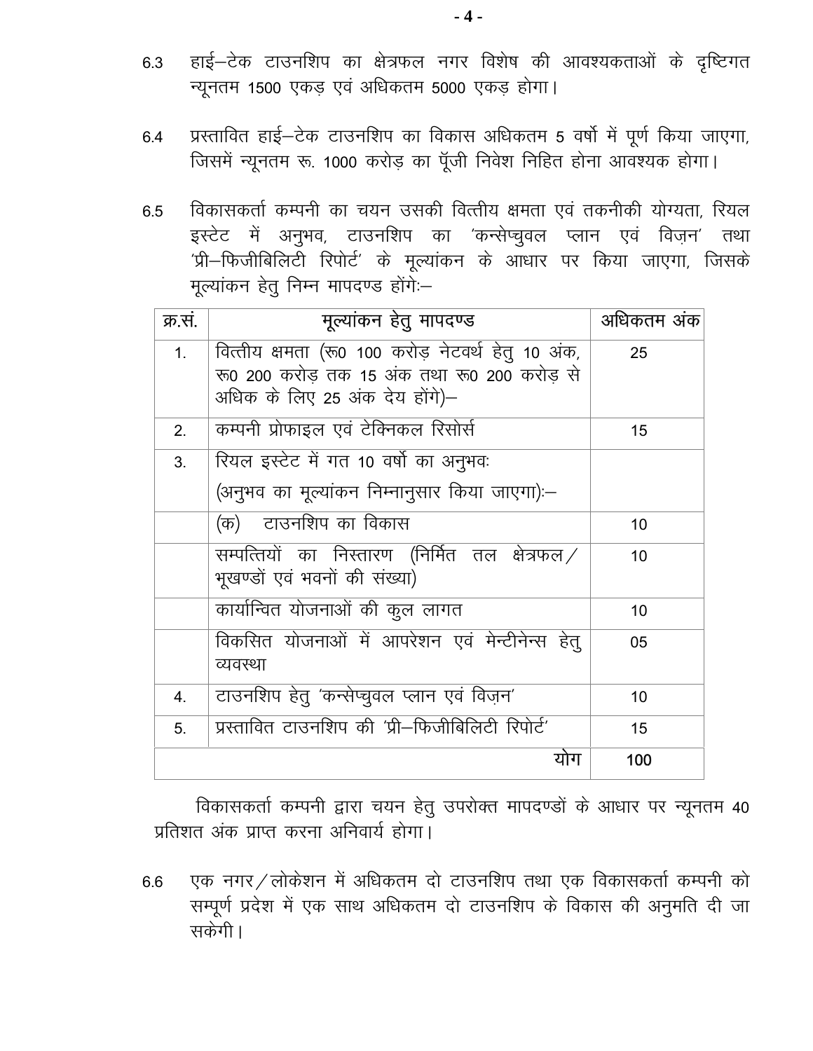6.3 हाई–टेक टाउनशिप का क्षेत्रफल नगर विशेष की आवश्यकताओं के दृष्टिगत न्यूनतम 1500 एकड़ एवं अधिकतम 5000 एकड़ होगा।

6.4 प्रस्तावित हाई–टेक टाउनशिप का विकास अधिकतम 5 वर्षो में पूर्ण किया जाएगा, जिसमें न्यूनतम रू. 1000 करोड़ का पूँजी निवेश निहित होना आवश्यक होगा।

6.5 विकासकर्ता कम्पनी का चयन उसकी वित्तीय क्षमता एवं तकनीकी योग्यता, रियल इस्टेट में अनुभव, टाउनशिप का 'कन्सेप्चुवल प्लान एवं विज़न' तथा 'प्री–फिजीबिलिटी रिपोर्ट' के मूल्यांकन के आधार पर किया जाएगा, जिसके मूल्यांकन हेतु निम्न मापदण्ड होंगेः–

| क्र.सं. | मूल्यांकन हेतु मापदण्ड | अधिकतम अंक |
|---|---|---|
| 1. | वित्तीय क्षमता (रू0 100 करोड़ नेटवर्थ हेतु 10 अंक, रू0 200 करोड़ तक 15 अंक तथा रू0 200 करोड़ से अधिक के लिए 25 अंक देय होंगे)– | 25 |
| 2. | कम्पनी प्रोफाइल एवं टेक्निकल रिसोर्स | 15 |
| 3. | रियल इस्टेट में गत 10 वर्षो का अनुभवः (अनुभव का मूल्यांकन निम्नानुसार किया जाएगा):– | |
| | (क) टाउनशिप का विकास | 10 |
| | सम्पत्तियों का निस्तारण (निर्मित तल क्षेत्रफल / भूखण्डों एवं भवनों की संख्या) | 10 |
| | कार्यान्वित योजनाओं की कुल लागत | 10 |
| | विकसित योजनाओं में आपरेशन एवं मेन्टीनेन्स हेतु व्यवस्था | 05 |
| 4. | टाउनशिप हेतु 'कन्सेप्चुवल प्लान एवं विज़न' | 10 |
| 5. | प्रस्तावित टाउनशिप की 'प्री–फिजीबिलिटी रिपोर्ट' | 15 |
| | योग | 100 |

विकासकर्ता कम्पनी द्वारा चयन हेतु उपरोक्त मापदण्डों के आधार पर न्यूनतम 40 प्रतिशत अंक प्राप्त करना अनिवार्य होगा।

6.6 एक नगर / लोकेशन में अधिकतम दो टाउनशिप तथा एक विकासकर्ता कम्पनी को सम्पूर्ण प्रदेश में एक साथ अधिकतम दो टाउनशिप के विकास की अनुमति दी जा सकेगी।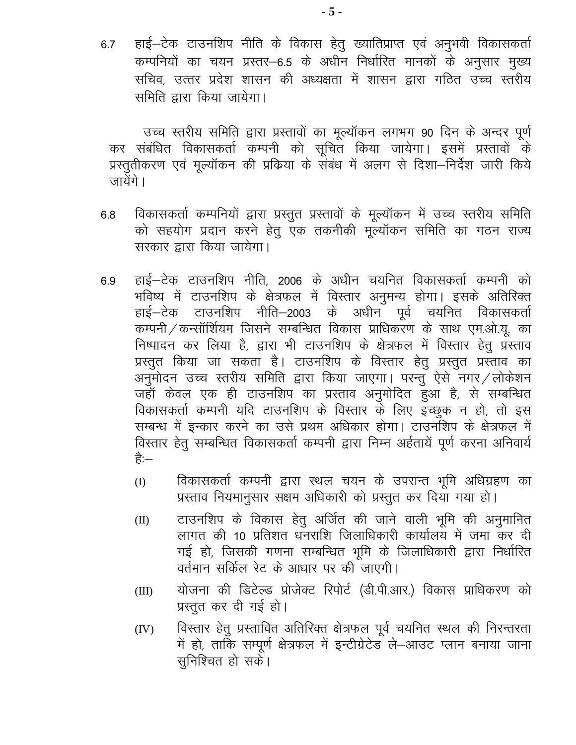6.7 हाई–टेक टाउनशिप नीति के विकास हेतु ख्यातिप्राप्त एवं अनुभवी विकासकर्ता कम्पनियों का चयन प्रस्तर–6.5 के अधीन निर्धारित मानकों के अनुसार मुख्य सचिव, उत्तर प्रदेश शासन की अध्यक्षता में शासन द्वारा गठित उच्च स्तरीय समिति द्वारा किया जायेगा।

उच्च स्तरीय समिति द्वारा प्रस्तावों का मूल्यॉकन लगभग 90 दिन के अन्दर पूर्ण कर संबंधित विकासकर्ता कम्पनी को सूचित किया जायेगा। इसमें प्रस्तावों के प्रस्तुतीकरण एवं मूल्यॉकन की प्रक्रिया के संबंध में अलग से दिशा–निर्देश जारी किये जायेंगे।

6.8 विकासकर्ता कम्पनियों द्वारा प्रस्तुत प्रस्तावों के मूल्यॉकन में उच्च स्तरीय समिति को सहयोग प्रदान करने हेतु एक तकनीकी मूल्यॉकन समिति का गठन राज्य सरकार द्वारा किया जायेगा।

6.9 हाई–टेक टाउनशिप नीति, 2006 के अधीन चयनित विकासकर्ता कम्पनी को भविष्य में टाउनशिप के क्षेत्रफल में विस्तार अनुमन्य होगा। इसके अतिरिक्त हाई–टेक टाउनशिप नीति–2003 के अधीन पूर्व चयनित विकासकर्ता कम्पनी/कन्सॉर्शियम जिसने सम्बन्धित विकास प्राधिकरण के साथ एम.ओ.यू. का निष्पादन कर लिया है, द्वारा भी टाउनशिप के क्षेत्रफल में विस्तार हेतु प्रस्ताव प्रस्तुत किया जा सकता है। टाउनशिप के विस्तार हेतु प्रस्तुत प्रस्ताव का अनुमोदन उच्च स्तरीय समिति द्वारा किया जाएगा। परन्तु ऐसे नगर/लोकेशन जहॉ केवल एक ही टाउनशिप का प्रस्ताव अनुमोदित हुआ है, से सम्बन्धित विकासकर्ता कम्पनी यदि टाउनशिप के विस्तार के लिए इच्छुक न हो, तो इस सम्बन्ध में इन्कार करने का उसे प्रथम अधिकार होगा। टाउनशिप के क्षेत्रफल में विस्तार हेतु सम्बन्धित विकासकर्ता कम्पनी द्वारा निम्न अर्हतायें पूर्ण करना अनिवार्य है:–

(I) विकासकर्ता कम्पनी द्वारा स्थल चयन के उपरान्त भूमि अधिग्रहण का प्रस्ताव नियमानुसार सक्षम अधिकारी को प्रस्तुत कर दिया गया हो।

(II) टाउनशिप के विकास हेतु अर्जित की जाने वाली भूमि की अनुमानित लागत की 10 प्रतिशत धनराशि जिलाधिकारी कार्यालय में जमा कर दी गई हो, जिसकी गणना सम्बन्धित भूमि के जिलाधिकारी द्वारा निर्धारित वर्तमान सर्किल रेट के आधार पर की जाएगी।

(III) योजना की डिटेल्ड प्रोजेक्ट रिपोर्ट (डी.पी.आर.) विकास प्राधिकरण को प्रस्तुत कर दी गई हो।

(IV) विस्तार हेतु प्रस्तावित अतिरिक्त क्षेत्रफल पूर्व चयनित स्थल की निरन्तरता में हो, ताकि सम्पूर्ण क्षेत्रफल में इन्टीग्रेटेड ले–आउट प्लान बनाया जाना सुनिश्चित हो सके।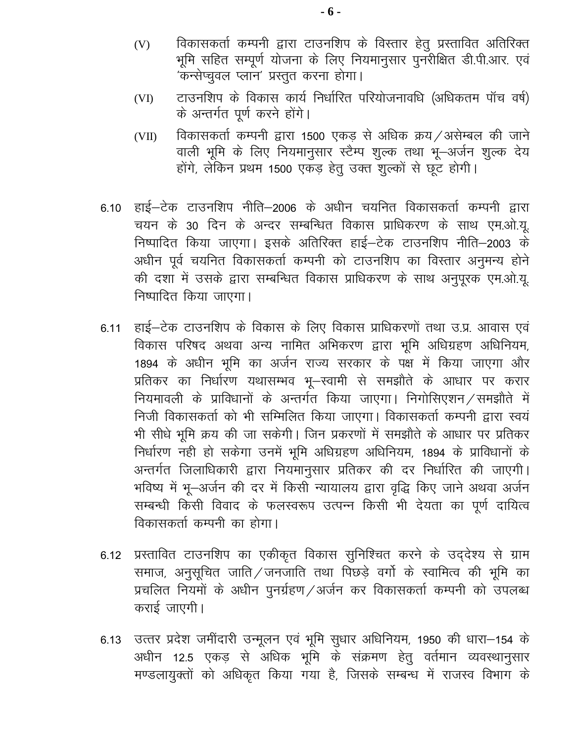(V) विकासकर्ता कम्पनी द्वारा टाउनशिप के विस्तार हेतु प्रस्तावित अतिरिक्त भूमि सहित सम्पूर्ण योजना के लिए नियमानुसार पुनरीक्षित डी.पी.आर. एवं 'कन्सेप्चुवल प्लान' प्रस्तुत करना होगा।

(VI) टाउनशिप के विकास कार्य निर्धारित परियोजनावधि (अधिकतम पॉच वर्ष) के अन्तर्गत पूर्ण करने होंगे।

(VII) विकासकर्ता कम्पनी द्वारा 1500 एकड़ से अधिक क्रय/असेम्बल की जाने वाली भूमि के लिए नियमानुसार स्टैम्प शुल्क तथा भू–अर्जन शुल्क देय होंगे, लेकिन प्रथम 1500 एकड़ हेतु उक्त शुल्कों से छूट होगी।

6.10 हाई–टेक टाउनशिप नीति–2006 के अधीन चयनित विकासकर्ता कम्पनी द्वारा चयन के 30 दिन के अन्दर सम्बन्धित विकास प्राधिकरण के साथ एम.ओ.यू. निष्पादित किया जाएगा। इसके अतिरिक्त हाई–टेक टाउनशिप नीति–2003 के अधीन पूर्व चयनित विकासकर्ता कम्पनी को टाउनशिप का विस्तार अनुमन्य होने की दशा में उसके द्वारा सम्बन्धित विकास प्राधिकरण के साथ अनुपूरक एम.ओ.यू. निष्पादित किया जाएगा।

6.11 हाई–टेक टाउनशिप के विकास के लिए विकास प्राधिकरणों तथा उ.प्र. आवास एवं विकास परिषद अथवा अन्य नामित अभिकरण द्वारा भूमि अधिग्रहण अधिनियम, 1894 के अधीन भूमि का अर्जन राज्य सरकार के पक्ष में किया जाएगा और प्रतिकर का निर्धारण यथासम्भव भू–स्वामी से समझौते के आधार पर करार नियमावली के प्राविधानों के अन्तर्गत किया जाएगा। निगोसिएशन/समझौते में निजी विकासकर्ता को भी सम्मिलित किया जाएगा। विकासकर्ता कम्पनी द्वारा स्वयं भी सीधे भूमि क्रय की जा सकेगी। जिन प्रकरणों में समझौते के आधार पर प्रतिकर निर्धारण नही हो सकेगा उनमें भूमि अधिग्रहण अधिनियम, 1894 के प्राविधानों के अन्तर्गत जिलाधिकारी द्वारा नियमानुसार प्रतिकर की दर निर्धारित की जाएगी। भविष्य में भू–अर्जन की दर में किसी न्यायालय द्वारा वृद्धि किए जाने अथवा अर्जन सम्बन्धी किसी विवाद के फलस्वरूप उत्पन्न किसी भी देयता का पूर्ण दायित्व विकासकर्ता कम्पनी का होगा।

6.12 प्रस्तावित टाउनशिप का एकीकृत विकास सुनिश्चित करने के उद्देश्य से ग्राम समाज, अनुसूचित जाति/जनजाति तथा पिछड़े वर्गो के स्वामित्व की भूमि का प्रचलित नियमों के अधीन पुनर्ग्रहण/अर्जन कर विकासकर्ता कम्पनी को उपलब्ध कराई जाएगी।

6.13 उत्तर प्रदेश जमींदारी उन्मूलन एवं भूमि सुधार अधिनियम, 1950 की धारा–154 के अधीन 12.5 एकड़ से अधिक भूमि के संक्रमण हेतु वर्तमान व्यवस्थानुसार मण्डलायुक्तों को अधिकृत किया गया है, जिसके सम्बन्ध में राजस्व विभाग के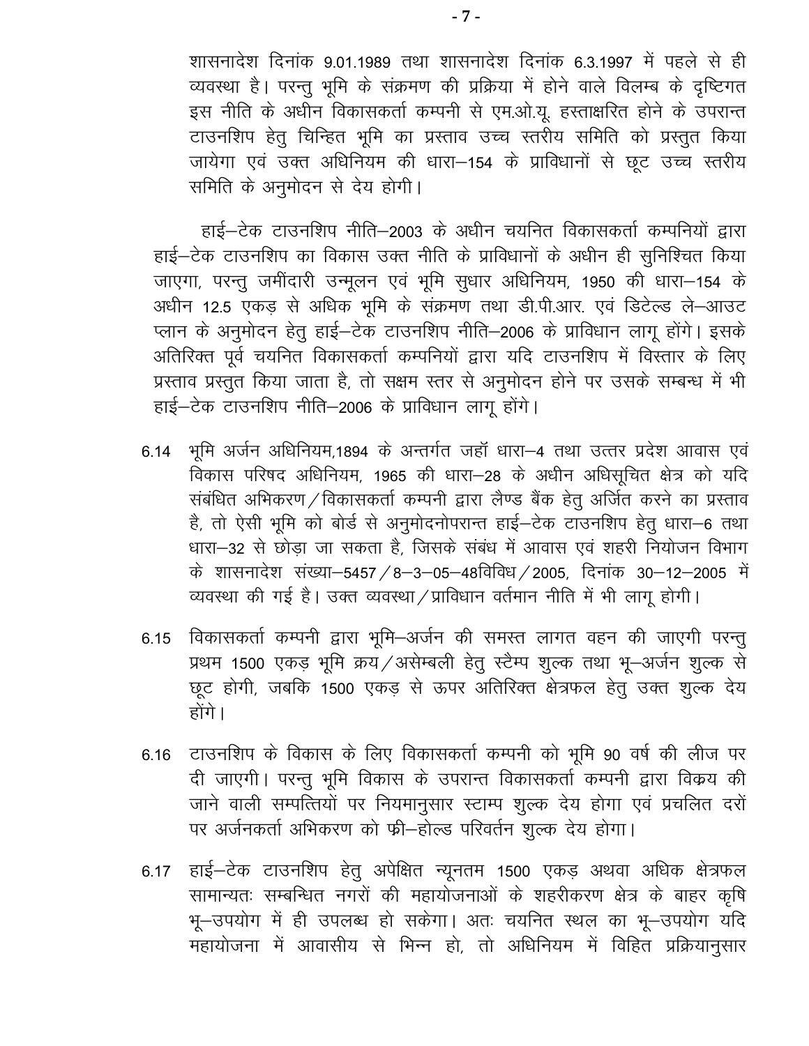शासनादेश दिनांक 9.01.1989 तथा शासनादेश दिनांक 6.3.1997 में पहले से ही व्यवस्था है। परन्तु भूमि के संक्रमण की प्रक्रिया में होने वाले विलम्ब के दृष्टिगत इस नीति के अधीन विकासकर्ता कम्पनी से एम.ओ.यू. हस्ताक्षरित होने के उपरान्त टाउनशिप हेतु चिन्हित भूमि का प्रस्ताव उच्च स्तरीय समिति को प्रस्तुत किया जायेगा एवं उक्त अधिनियम की धारा–154 के प्राविधानों से छूट उच्च स्तरीय समिति के अनुमोदन से देय होगी।

हाई–टेक टाउनशिप नीति–2003 के अधीन चयनित विकासकर्ता कम्पनियों द्वारा हाई–टेक टाउनशिप का विकास उक्त नीति के प्राविधानों के अधीन ही सुनिश्चित किया जाएगा, परन्तु जमींदारी उन्मूलन एवं भूमि सुधार अधिनियम, 1950 की धारा–154 के अधीन 12.5 एकड़ से अधिक भूमि के संक्रमण तथा डी.पी.आर. एवं डिटेल्ड ले–आउट प्लान के अनुमोदन हेतु हाई–टेक टाउनशिप नीति–2006 के प्राविधान लागू होंगे। इसके अतिरिक्त पूर्व चयनित विकासकर्ता कम्पनियों द्वारा यदि टाउनशिप में विस्तार के लिए प्रस्ताव प्रस्तुत किया जाता है, तो सक्षम स्तर से अनुमोदन होने पर उसके सम्बन्ध में भी हाई–टेक टाउनशिप नीति–2006 के प्राविधान लागू होंगे।

6.14 भूमि अर्जन अधिनियम,1894 के अन्तर्गत जहॉ धारा–4 तथा उत्तर प्रदेश आवास एवं विकास परिषद अधिनियम, 1965 की धारा–28 के अधीन अधिसूचित क्षेत्र को यदि संबंधित अभिकरण/विकासकर्ता कम्पनी द्वारा लैण्ड बैंक हेतु अर्जित करने का प्रस्ताव है, तो ऐसी भूमि को बोर्ड से अनुमोदनोपरान्त हाई–टेक टाउनशिप हेतु धारा–6 तथा धारा–32 से छोड़ा जा सकता है, जिसके संबंध में आवास एवं शहरी नियोजन विभाग के शासनादेश संख्या–5457/8–3–05–48विविध/2005, दिनांक 30–12–2005 में व्यवस्था की गई है। उक्त व्यवस्था/प्राविधान वर्तमान नीति में भी लागू होगी।

6.15 विकासकर्ता कम्पनी द्वारा भूमि–अर्जन की समस्त लागत वहन की जाएगी परन्तु प्रथम 1500 एकड़ भूमि क्रय/असेम्बली हेतु स्टैम्प शुल्क तथा भू–अर्जन शुल्क से छूट होगी, जबकि 1500 एकड़ से ऊपर अतिरिक्त क्षेत्रफल हेतु उक्त शुल्क देय होंगे।

6.16 टाउनशिप के विकास के लिए विकासकर्ता कम्पनी को भूमि 90 वर्ष की लीज पर दी जाएगी। परन्तु भूमि विकास के उपरान्त विकासकर्ता कम्पनी द्वारा विक्रय की जाने वाली सम्पत्तियों पर नियमानुसार स्टाम्प शुल्क देय होगा एवं प्रचलित दरों पर अर्जनकर्ता अभिकरण को फ्री–होल्ड परिवर्तन शुल्क देय होगा।

6.17 हाई–टेक टाउनशिप हेतु अपेक्षित न्यूनतम 1500 एकड़ अथवा अधिक क्षेत्रफल सामान्यतः सम्बन्धित नगरों की महायोजनाओं के शहरीकरण क्षेत्र के बाहर कृषि भू–उपयोग में ही उपलब्ध हो सकेगा। अतः चयनित स्थल का भू–उपयोग यदि महायोजना में आवासीय से भिन्न हो, तो अधिनियम में विहित प्रक्रियानुसार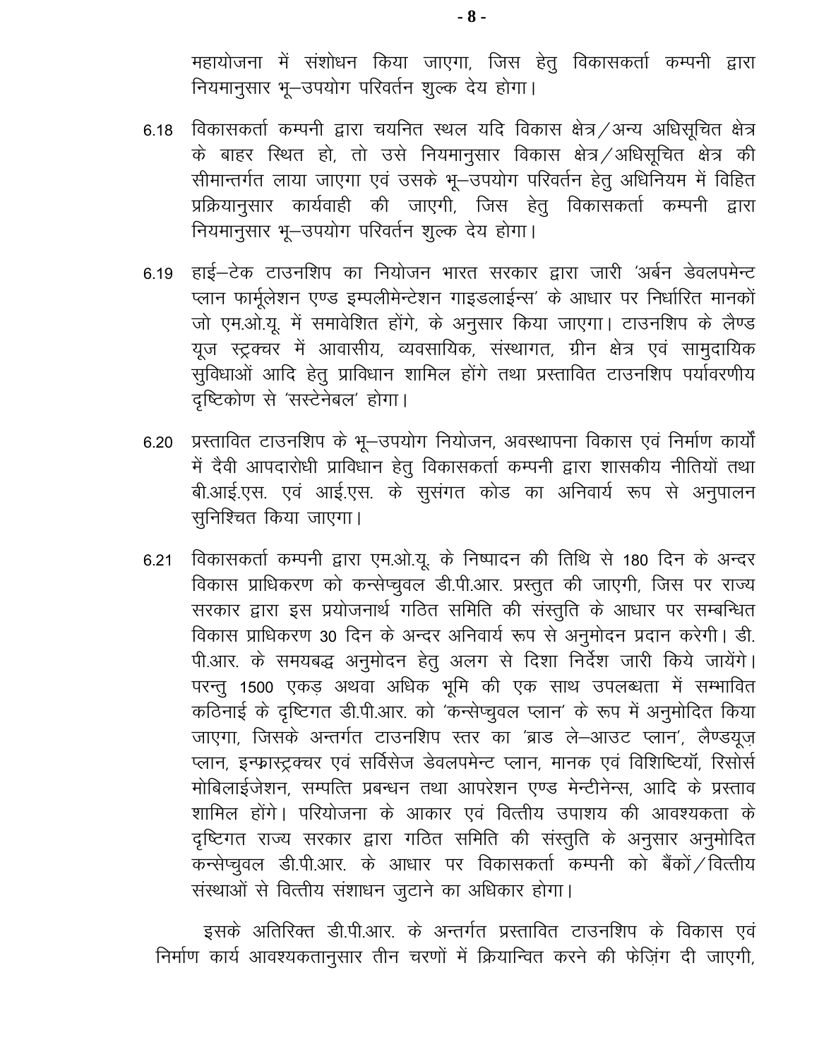महायोजना में संशोधन किया जाएगा, जिस हेतु विकासकर्ता कम्पनी द्वारा नियमानुसार भू–उपयोग परिवर्तन शुल्क देय होगा।

6.18 विकासकर्ता कम्पनी द्वारा चयनित स्थल यदि विकास क्षेत्र/अन्य अधिसूचित क्षेत्र के बाहर स्थित हो, तो उसे नियमानुसार विकास क्षेत्र/अधिसूचित क्षेत्र की सीमान्तर्गत लाया जाएगा एवं उसके भू–उपयोग परिवर्तन हेतु अधिनियम में विहित प्रक्रियानुसार कार्यवाही की जाएगी, जिस हेतु विकासकर्ता कम्पनी द्वारा नियमानुसार भू–उपयोग परिवर्तन शुल्क देय होगा।

6.19 हाई–टेक टाउनशिप का नियोजन भारत सरकार द्वारा जारी 'अर्बन डेवलपमेन्ट प्लान फार्मूलेशन एण्ड इम्पलीमेन्टेशन गाइडलाईन्स' के आधार पर निर्धारित मानकों जो एम.ओ.यू. में समावेशित होंगे, के अनुसार किया जाएगा। टाउनशिप के लैण्ड यूज स्ट्रक्चर में आवासीय, व्यवसायिक, संस्थागत, ग्रीन क्षेत्र एवं सामुदायिक सुविधाओं आदि हेतु प्राविधान शामिल होंगे तथा प्रस्तावित टाउनशिप पर्यावरणीय दृष्टिकोण से 'सस्टेनेबल' होगा।

6.20 प्रस्तावित टाउनशिप के भू–उपयोग नियोजन, अवस्थापना विकास एवं निर्माण कार्यों में दैवी आपदारोधी प्राविधान हेतु विकासकर्ता कम्पनी द्वारा शासकीय नीतियों तथा बी.आई.एस. एवं आई.एस. के सुसंगत कोड का अनिवार्य रूप से अनुपालन सुनिश्चित किया जाएगा।

6.21 विकासकर्ता कम्पनी द्वारा एम.ओ.यू. के निष्पादन की तिथि से 180 दिन के अन्दर विकास प्राधिकरण को कन्सेप्चुवल डी.पी.आर. प्रस्तुत की जाएगी, जिस पर राज्य सरकार द्वारा इस प्रयोजनार्थ गठित समिति की संस्तुति के आधार पर सम्बन्धित विकास प्राधिकरण 30 दिन के अन्दर अनिवार्य रूप से अनुमोदन प्रदान करेगी। डी.पी.आर. के समयबद्ध अनुमोदन हेतु अलग से दिशा निर्देश जारी किये जायेंगे। परन्तु 1500 एकड़ अथवा अधिक भूमि की एक साथ उपलब्धता में सम्भावित कठिनाई के दृष्टिगत डी.पी.आर. को 'कन्सेप्चुवल प्लान' के रूप में अनुमोदित किया जाएगा, जिसके अन्तर्गत टाउनशिप स्तर का 'ब्राड ले–आउट प्लान', लैण्डयूज़ प्लान, इन्फ्रास्ट्रक्चर एवं सर्विसेज डेवलपमेन्ट प्लान, मानक एवं विशिष्टियॉ, रिसोर्स मोबिलाईजेशन, सम्पत्ति प्रबन्धन तथा आपरेशन एण्ड मेन्टीनेन्स, आदि के प्रस्ताव शामिल होंगे। परियोजना के आकार एवं वित्तीय उपाशय की आवश्यकता के दृष्टिगत राज्य सरकार द्वारा गठित समिति की संस्तुति के अनुसार अनुमोदित कन्सेप्चुवल डी.पी.आर. के आधार पर विकासकर्ता कम्पनी को बैंकों/वित्तीय संस्थाओं से वित्तीय संशाधन जुटाने का अधिकार होगा।

इसके अतिरिक्त डी.पी.आर. के अन्तर्गत प्रस्तावित टाउनशिप के विकास एवं निर्माण कार्य आवश्यकतानुसार तीन चरणों में क्रियान्वित करने की फेज़िंग दी जाएगी,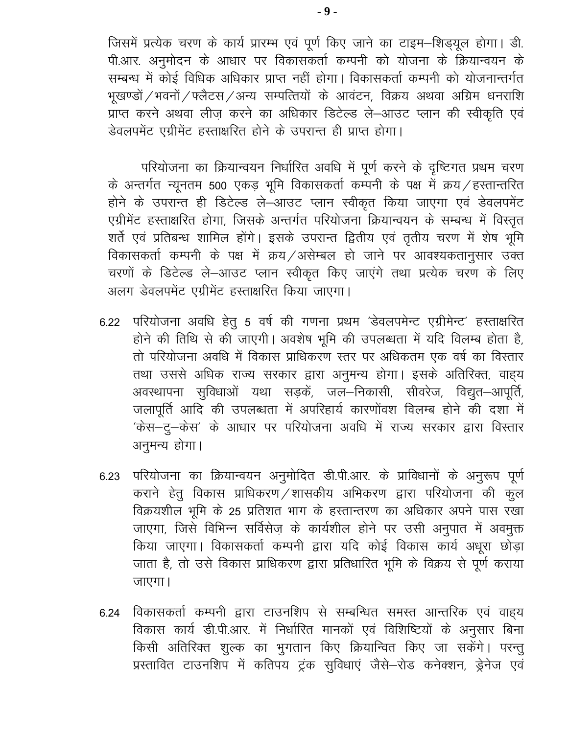जिसमें प्रत्येक चरण के कार्य प्रारम्भ एवं पूर्ण किए जाने का टाइम–शिड्यूल होगा। डी.पी.आर. अनुमोदन के आधार पर विकासकर्ता कम्पनी को योजना के क्रियान्वयन के सम्बन्ध में कोई विधिक अधिकार प्राप्त नहीं होगा। विकासकर्ता कम्पनी को योजनान्तर्गत भूखण्डों/भवनों/फ्लैटस/अन्य सम्पत्तियों के आवंटन, विक्रय अथवा अग्रिम धनराशि प्राप्त करने अथवा लीज़ करने का अधिकार डिटेल्ड ले–आउट प्लान की स्वीकृति एवं डेवलपमेंट एग्रीमेंट हस्ताक्षरित होने के उपरान्त ही प्राप्त होगा।

परियोजना का क्रियान्वयन निर्धारित अवधि में पूर्ण करने के दृष्टिगत प्रथम चरण के अन्तर्गत न्यूनतम 500 एकड़ भूमि विकासकर्ता कम्पनी के पक्ष में क्रय/हस्तान्तरित होने के उपरान्त ही डिटेल्ड ले–आउट प्लान स्वीकृत किया जाएगा एवं डेवलपमेंट एग्रीमेंट हस्ताक्षरित होगा, जिसके अन्तर्गत परियोजना क्रियान्वयन के सम्बन्ध में विस्तृत शर्तें एवं प्रतिबन्ध शामिल होंगे। इसके उपरान्त द्वितीय एवं तृतीय चरण में शेष भूमि विकासकर्ता कम्पनी के पक्ष में क्रय/असेम्बल हो जाने पर आवश्यकतानुसार उक्त चरणों के डिटेल्ड ले–आउट प्लान स्वीकृत किए जाएंगे तथा प्रत्येक चरण के लिए अलग डेवलपमेंट एग्रीमेंट हस्ताक्षरित किया जाएगा।

6.22 परियोजना अवधि हेतु 5 वर्ष की गणना प्रथम 'डेवलपमेन्ट एग्रीमेन्ट' हस्ताक्षरित होने की तिथि से की जाएगी। अवशेष भूमि की उपलब्धता में यदि विलम्ब होता है, तो परियोजना अवधि में विकास प्राधिकरण स्तर पर अधिकतम एक वर्ष का विस्तार तथा उससे अधिक राज्य सरकार द्वारा अनुमन्य होगा। इसके अतिरिक्त, वाह्य अवस्थापना सुविधाओं यथा सड़कें, जल–निकासी, सीवरेज, विद्युत–आपूर्ति, जलापूर्ति आदि की उपलब्धता में अपरिहार्य कारणोंवश विलम्ब होने की दशा में 'केस–टु–केस' के आधार पर परियोजना अवधि में राज्य सरकार द्वारा विस्तार अनुमन्य होगा।

6.23 परियोजना का क्रियान्वयन अनुमोदित डी.पी.आर. के प्राविधानों के अनुरूप पूर्ण कराने हेतु विकास प्राधिकरण/शासकीय अभिकरण द्वारा परियोजना की कुल विक्रयशील भूमि के 25 प्रतिशत भाग के हस्तान्तरण का अधिकार अपने पास रखा जाएगा, जिसे विभिन्न सर्विसेज़ के कार्यशील होने पर उसी अनुपात में अवमुक्त किया जाएगा। विकासकर्ता कम्पनी द्वारा यदि कोई विकास कार्य अधूरा छोड़ा जाता है, तो उसे विकास प्राधिकरण द्वारा प्रतिधारित भूमि के विक्रय से पूर्ण कराया जाएगा।

6.24 विकासकर्ता कम्पनी द्वारा टाउनशिप से सम्बन्धित समस्त आन्तरिक एवं वाह्य विकास कार्य डी.पी.आर. में निर्धारित मानकों एवं विशिष्टियों के अनुसार बिना किसी अतिरिक्त शुल्क का भुगतान किए क्रियान्वित किए जा सकेंगे। परन्तु प्रस्तावित टाउनशिप में कतिपय ट्रंक सुविधाएं जैसे–रोड कनेक्शन, ड्रेनेज एवं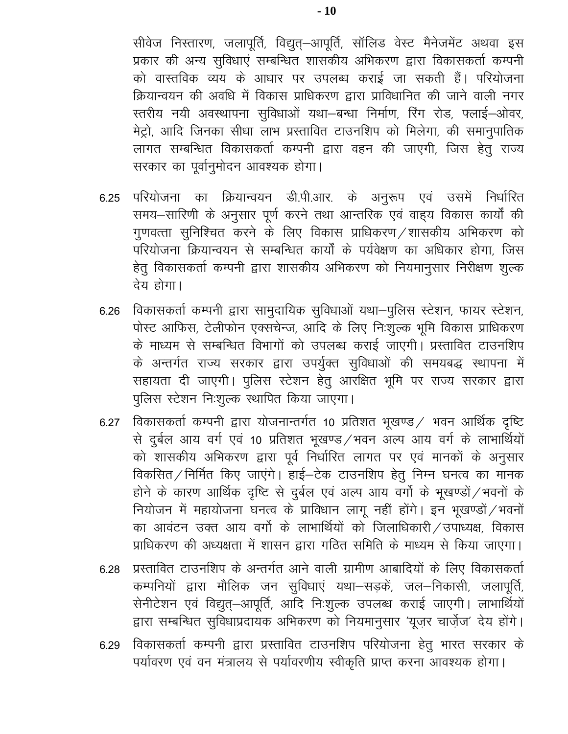सीवेज निस्तारण, जलापूर्ति, विद्युत्–आपूर्ति, सॉलिड वेस्ट मैनेजमेंट अथवा इस प्रकार की अन्य सुविधाएं सम्बन्धित शासकीय अभिकरण द्वारा विकासकर्ता कम्पनी को वास्तविक व्यय के आधार पर उपलब्ध कराई जा सकती हैं। परियोजना क्रियान्वयन की अवधि में विकास प्राधिकरण द्वारा प्राविधानित की जाने वाली नगर स्तरीय नयी अवस्थापना सुविधाओं यथा–बन्धा निर्माण, रिंग रोड, फ्लाई–ओवर, मेट्रो, आदि जिनका सीधा लाभ प्रस्तावित टाउनशिप को मिलेगा, की समानुपातिक लागत सम्बन्धित विकासकर्ता कम्पनी द्वारा वहन की जाएगी, जिस हेतु राज्य सरकार का पूर्वानुमोदन आवश्यक होगा।

6.25 परियोजना का क्रियान्वयन डी.पी.आर. के अनुरूप एवं उसमें निर्धारित समय–सारिणी के अनुसार पूर्ण करने तथा आन्तरिक एवं वाह्य विकास कार्यों की गुणवत्ता सुनिश्चित करने के लिए विकास प्राधिकरण/शासकीय अभिकरण को परियोजना क्रियान्वयन से सम्बन्धित कार्यों के पर्यवेक्षण का अधिकार होगा, जिस हेतु विकासकर्ता कम्पनी द्वारा शासकीय अभिकरण को नियमानुसार निरीक्षण शुल्क देय होगा।

6.26 विकासकर्ता कम्पनी द्वारा सामुदायिक सुविधाओं यथा–पुलिस स्टेशन, फायर स्टेशन, पोस्ट आफिस, टेलीफोन एक्सचेन्ज, आदि के लिए निःशुल्क भूमि विकास प्राधिकरण के माध्यम से सम्बन्धित विभागों को उपलब्ध कराई जाएगी। प्रस्तावित टाउनशिप के अन्तर्गत राज्य सरकार द्वारा उपर्युक्त सुविधाओं की समयबद्ध स्थापना में सहायता दी जाएगी। पुलिस स्टेशन हेतु आरक्षित भूमि पर राज्य सरकार द्वारा पुलिस स्टेशन निःशुल्क स्थापित किया जाएगा।

6.27 विकासकर्ता कम्पनी द्वारा योजनान्तर्गत 10 प्रतिशत भूखण्ड/ भवन आर्थिक दृष्टि से दुर्बल आय वर्ग एवं 10 प्रतिशत भूखण्ड/भवन अल्प आय वर्ग के लाभार्थियों को शासकीय अभिकरण द्वारा पूर्व निर्धारित लागत पर एवं मानकों के अनुसार विकसित/निर्मित किए जाएंगे। हाई–टेक टाउनशिप हेतु निम्न घनत्व का मानक होने के कारण आर्थिक दृष्टि से दुर्बल एवं अल्प आय वर्गों के भूखण्डों/भवनों के नियोजन में महायोजना घनत्व के प्राविधान लागू नहीं होंगे। इन भूखण्डों/भवनों का आवंटन उक्त आय वर्गो के लाभार्थियों को जिलाधिकारी/उपाध्यक्ष, विकास प्राधिकरण की अध्यक्षता में शासन द्वारा गठित समिति के माध्यम से किया जाएगा।

6.28 प्रस्तावित टाउनशिप के अन्तर्गत आने वाली ग्रामीण आबादियों के लिए विकासकर्ता कम्पनियों द्वारा मौलिक जन सुविधाएं यथा–सड़कें, जल–निकासी, जलापूर्ति, सेनीटेशन एवं विद्युत्–आपूर्ति, आदि निःशुल्क उपलब्ध कराई जाएगी। लाभार्थियों द्वारा सम्बन्धित सुविधाप्रदायक अभिकरण को नियमानुसार 'यूज़र चार्ज़ेज' देय होंगे।

6.29 विकासकर्ता कम्पनी द्वारा प्रस्तावित टाउनशिप परियोजना हेतु भारत सरकार के पर्यावरण एवं वन मंत्रालय से पर्यावरणीय स्वीकृति प्राप्त करना आवश्यक होगा।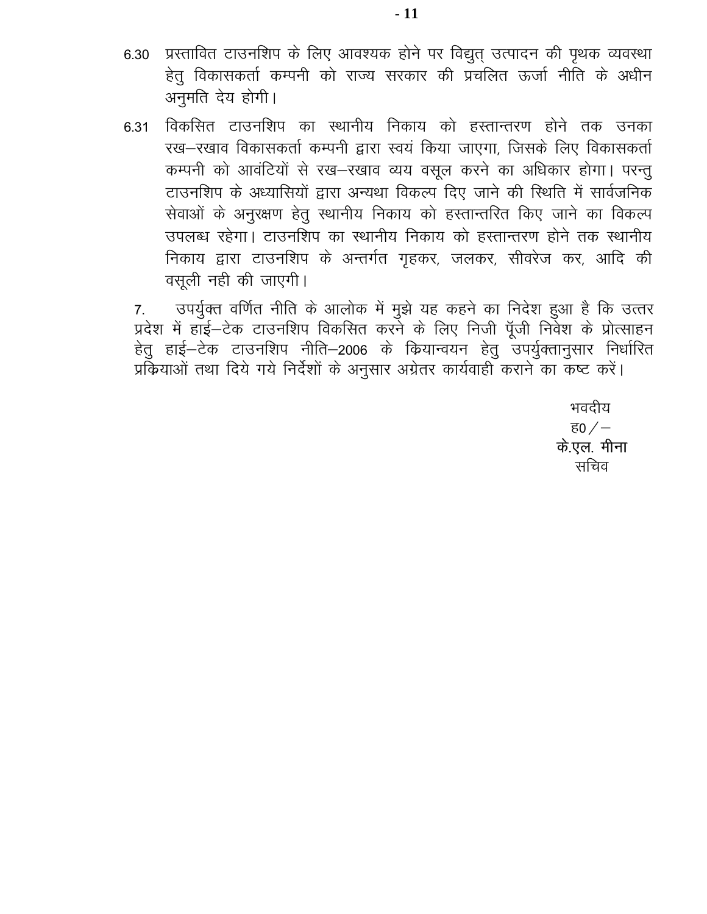6.30 प्रस्तावित टाउनशिप के लिए आवश्यक होने पर विद्युत् उत्पादन की पृथक व्यवस्था हेतु विकासकर्ता कम्पनी को राज्य सरकार की प्रचलित ऊर्जा नीति के अधीन अनुमति देय होगी।

6.31 विकसित टाउनशिप का स्थानीय निकाय को हस्तान्तरण होने तक उनका रख–रखाव विकासकर्ता कम्पनी द्वारा स्वयं किया जाएगा, जिसके लिए विकासकर्ता कम्पनी को आवंटियों से रख–रखाव व्यय वसूल करने का अधिकार होगा। परन्तु टाउनशिप के अध्यासियों द्वारा अन्यथा विकल्प दिए जाने की स्थिति में सार्वजनिक सेवाओं के अनुरक्षण हेतु स्थानीय निकाय को हस्तान्तरित किए जाने का विकल्प उपलब्ध रहेगा। टाउनशिप का स्थानीय निकाय को हस्तान्तरण होने तक स्थानीय निकाय द्वारा टाउनशिप के अन्तर्गत गृहकर, जलकर, सीवरेज कर, आदि की वसूली नही की जाएगी।

7. उपर्युक्त वर्णित नीति के आलोक में मुझे यह कहने का निदेश हुआ है कि उत्तर प्रदेश में हाई–टेक टाउनशिप विकसित करने के लिए निजी पूँजी निवेश के प्रोत्साहन हेतु हाई–टेक टाउनशिप नीति–2006 के क्रियान्वयन हेतु उपर्युक्तानुसार निर्धारित प्रक्रियाओं तथा दिये गये निर्देशों के अनुसार अग्रेतर कार्यवाही कराने का कष्ट करें।

भवदीय  
ह0 / –  
**के.एल. मीना**  
सचिव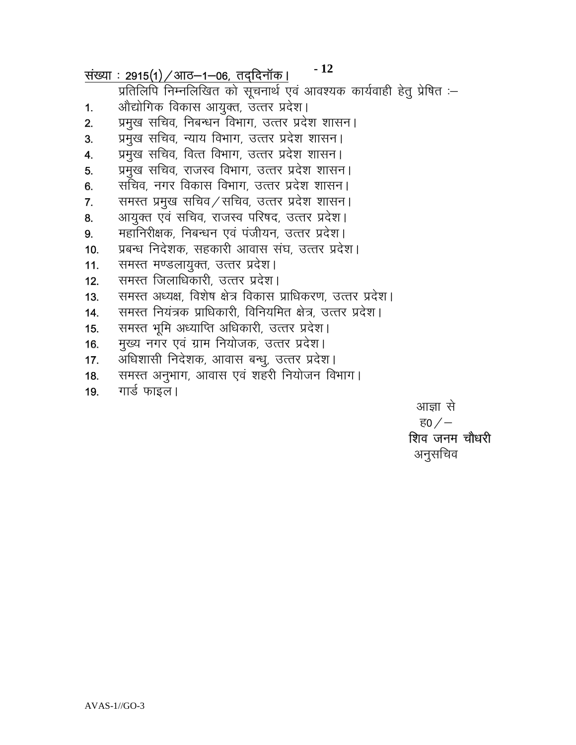<u>संख्या : 2915(1)/आठ–1–06, तद्‌दिनॉक।</u>

प्रतिलिपि निम्नलिखित को सूचनार्थ एवं आवश्यक कार्यवाही हेतु प्रेषित :–

1. औद्योगिक विकास आयुक्त, उत्तर प्रदेश।
2. प्रमुख सचिव, निबन्धन विभाग, उत्तर प्रदेश शासन।
3. प्रमुख सचिव, न्याय विभाग, उत्तर प्रदेश शासन।
4. प्रमुख सचिव, वित्त विभाग, उत्तर प्रदेश शासन।
5. प्रमुख सचिव, राजस्व विभाग, उत्तर प्रदेश शासन।
6. सचिव, नगर विकास विभाग, उत्तर प्रदेश शासन।
7. समस्त प्रमुख सचिव/सचिव, उत्तर प्रदेश शासन।
8. आयुक्त एवं सचिव, राजस्व परिषद, उत्तर प्रदेश।
9. महानिरीक्षक, निबन्धन एवं पंजीयन, उत्तर प्रदेश।
10. प्रबन्ध निदेशक, सहकारी आवास संघ, उत्तर प्रदेश।
11. समस्त मण्डलायुक्त, उत्तर प्रदेश।
12. समस्त जिलाधिकारी, उत्तर प्रदेश।
13. समस्त अध्यक्ष, विशेष क्षेत्र विकास प्राधिकरण, उत्तर प्रदेश।
14. समस्त नियंत्रक प्राधिकारी, विनियमित क्षेत्र, उत्तर प्रदेश।
15. समस्त भूमि अध्याप्ति अधिकारी, उत्तर प्रदेश।
16. मुख्य नगर एवं ग्राम नियोजक, उत्तर प्रदेश।
17. अधिशासी निदेशक, आवास बन्धु, उत्तर प्रदेश।
18. समस्त अनुभाग, आवास एवं शहरी नियोजन विभाग।
19. गार्ड फाइल।

आज्ञा से  
ह0/–  
**शिव जनम चौधरी**  
अनुसचिव